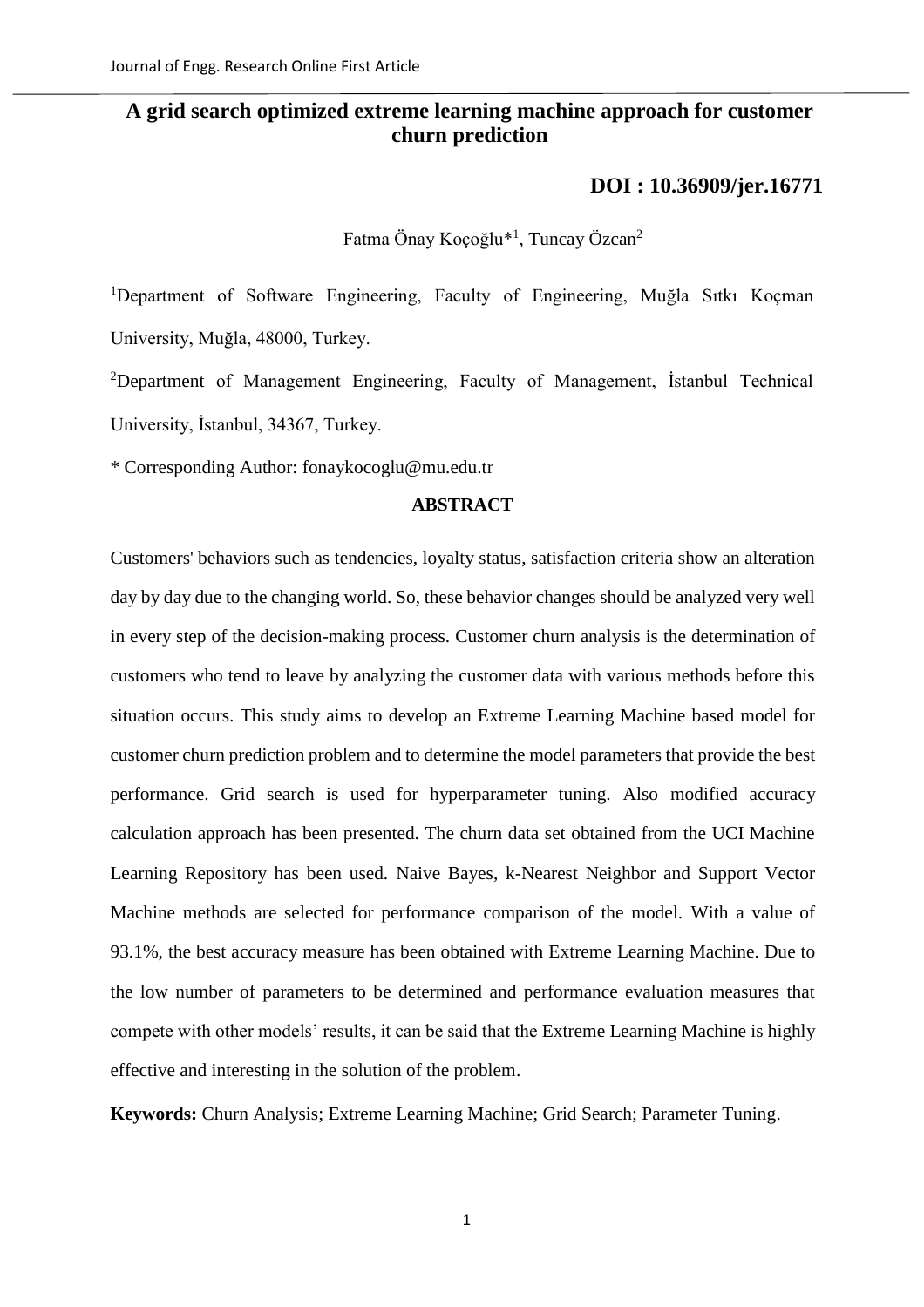# A grid search optimized extreme learning machine approach for customer churn prediction

**DOI : 10.36909/jer.16771**

Fatma Önay Koçoğlu*[1], Tuncay Özcan[2]

[1]Department of Software Engineering, Faculty of Engineering, Muğla Sıtkı Koçman University, Muğla, 48000, Turkey.

[2]Department of Management Engineering, Faculty of Management, İstanbul Technical University, İstanbul, 34367, Turkey.

\* Corresponding Author: fonaykocoglu@mu.edu.tr

## ABSTRACT

Customers' behaviors such as tendencies, loyalty status, satisfaction criteria show an alteration day by day due to the changing world. So, these behavior changes should be analyzed very well in every step of the decision-making process. Customer churn analysis is the determination of customers who tend to leave by analyzing the customer data with various methods before this situation occurs. This study aims to develop an Extreme Learning Machine based model for customer churn prediction problem and to determine the model parameters that provide the best performance. Grid search is used for hyperparameter tuning. Also modified accuracy calculation approach has been presented. The churn data set obtained from the UCI Machine Learning Repository has been used. Naive Bayes, k-Nearest Neighbor and Support Vector Machine methods are selected for performance comparison of the model. With a value of 93.1%, the best accuracy measure has been obtained with Extreme Learning Machine. Due to the low number of parameters to be determined and performance evaluation measures that compete with other models' results, it can be said that the Extreme Learning Machine is highly effective and interesting in the solution of the problem.

**Keywords:** Churn Analysis; Extreme Learning Machine; Grid Search; Parameter Tuning.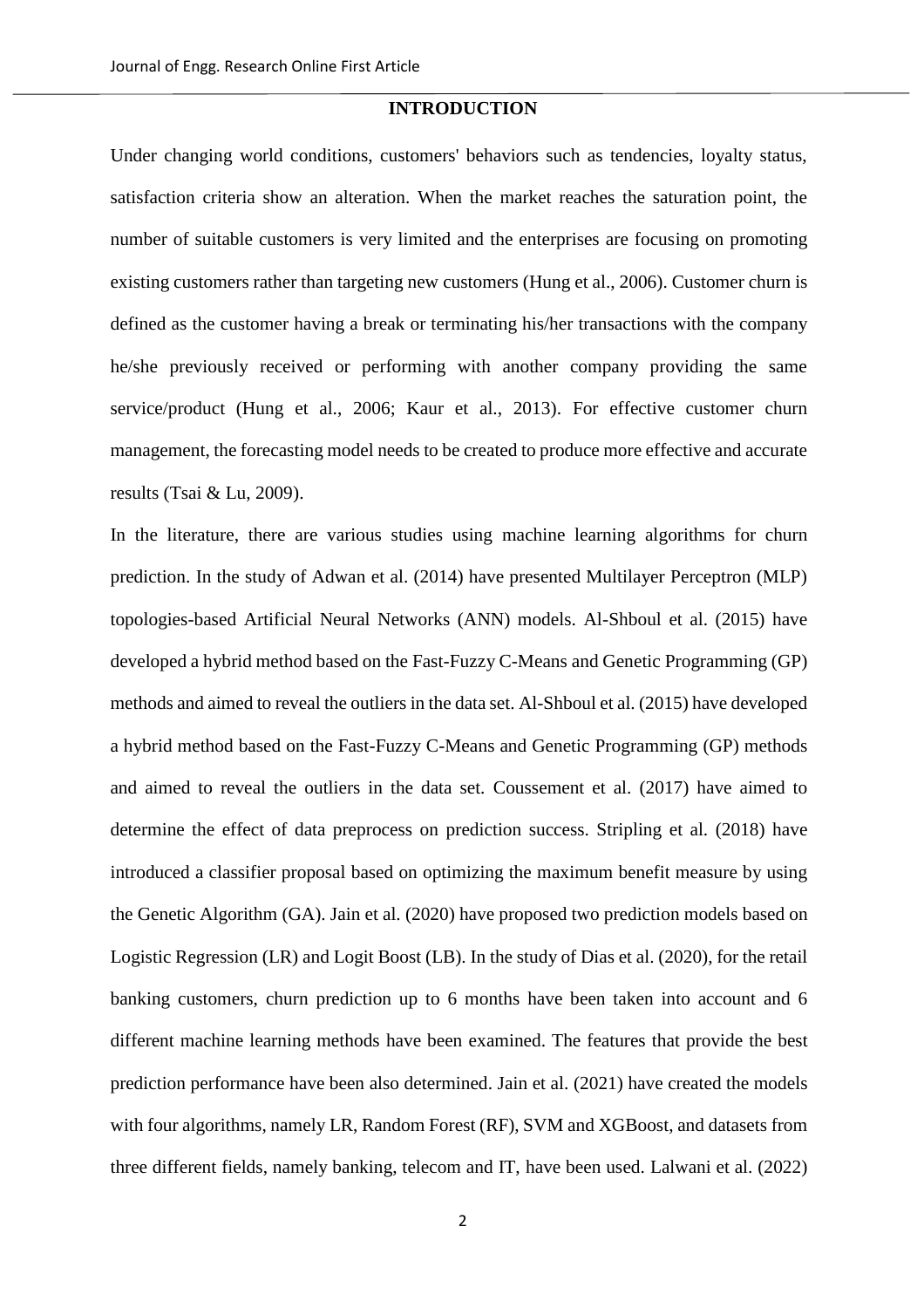## INTRODUCTION

Under changing world conditions, customers' behaviors such as tendencies, loyalty status, satisfaction criteria show an alteration. When the market reaches the saturation point, the number of suitable customers is very limited and the enterprises are focusing on promoting existing customers rather than targeting new customers (Hung et al., 2006). Customer churn is defined as the customer having a break or terminating his/her transactions with the company he/she previously received or performing with another company providing the same service/product (Hung et al., 2006; Kaur et al., 2013). For effective customer churn management, the forecasting model needs to be created to produce more effective and accurate results (Tsai & Lu, 2009).

In the literature, there are various studies using machine learning algorithms for churn prediction. In the study of Adwan et al. (2014) have presented Multilayer Perceptron (MLP) topologies-based Artificial Neural Networks (ANN) models. Al-Shboul et al. (2015) have developed a hybrid method based on the Fast-Fuzzy C-Means and Genetic Programming (GP) methods and aimed to reveal the outliers in the data set. Al-Shboul et al. (2015) have developed a hybrid method based on the Fast-Fuzzy C-Means and Genetic Programming (GP) methods and aimed to reveal the outliers in the data set. Coussement et al. (2017) have aimed to determine the effect of data preprocess on prediction success. Stripling et al. (2018) have introduced a classifier proposal based on optimizing the maximum benefit measure by using the Genetic Algorithm (GA). Jain et al. (2020) have proposed two prediction models based on Logistic Regression (LR) and Logit Boost (LB). In the study of Dias et al. (2020), for the retail banking customers, churn prediction up to 6 months have been taken into account and 6 different machine learning methods have been examined. The features that provide the best prediction performance have been also determined. Jain et al. (2021) have created the models with four algorithms, namely LR, Random Forest (RF), SVM and XGBoost, and datasets from three different fields, namely banking, telecom and IT, have been used. Lalwani et al. (2022)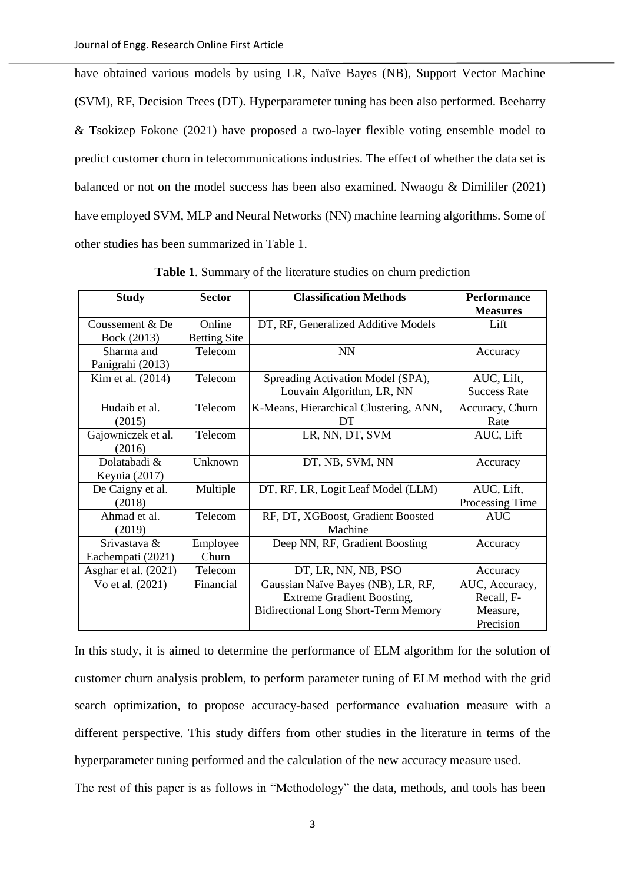have obtained various models by using LR, Naïve Bayes (NB), Support Vector Machine (SVM), RF, Decision Trees (DT). Hyperparameter tuning has been also performed. Beeharry & Tsokizep Fokone (2021) have proposed a two-layer flexible voting ensemble model to predict customer churn in telecommunications industries. The effect of whether the data set is balanced or not on the model success has been also examined. Nwaogu & Dimililer (2021) have employed SVM, MLP and Neural Networks (NN) machine learning algorithms. Some of other studies has been summarized in Table 1.

**Table 1**. Summary of the literature studies on churn prediction

| Study | Sector | Classification Methods | Performance Measures |
|---|---|---|---|
| Coussement & De Bock (2013) | Online Betting Site | DT, RF, Generalized Additive Models | Lift |
| Sharma and Panigrahi (2013) | Telecom | NN | Accuracy |
| Kim et al. (2014) | Telecom | Spreading Activation Model (SPA), Louvain Algorithm, LR, NN | AUC, Lift, Success Rate |
| Hudaib et al. (2015) | Telecom | K-Means, Hierarchical Clustering, ANN, DT | Accuracy, Churn Rate |
| Gajowniczek et al. (2016) | Telecom | LR, NN, DT, SVM | AUC, Lift |
| Dolatabadi & Keynia (2017) | Unknown | DT, NB, SVM, NN | Accuracy |
| De Caigny et al. (2018) | Multiple | DT, RF, LR, Logit Leaf Model (LLM) | AUC, Lift, Processing Time |
| Ahmad et al. (2019) | Telecom | RF, DT, XGBoost, Gradient Boosted Machine | AUC |
| Srivastava & Eachempati (2021) | Employee Churn | Deep NN, RF, Gradient Boosting | Accuracy |
| Asghar et al. (2021) | Telecom | DT, LR, NN, NB, PSO | Accuracy |
| Vo et al. (2021) | Financial | Gaussian Naïve Bayes (NB), LR, RF, Extreme Gradient Boosting, Bidirectional Long Short-Term Memory | AUC, Accuracy, Recall, F-Measure, Precision |

In this study, it is aimed to determine the performance of ELM algorithm for the solution of customer churn analysis problem, to perform parameter tuning of ELM method with the grid search optimization, to propose accuracy-based performance evaluation measure with a different perspective. This study differs from other studies in the literature in terms of the hyperparameter tuning performed and the calculation of the new accuracy measure used.

The rest of this paper is as follows in "Methodology" the data, methods, and tools has been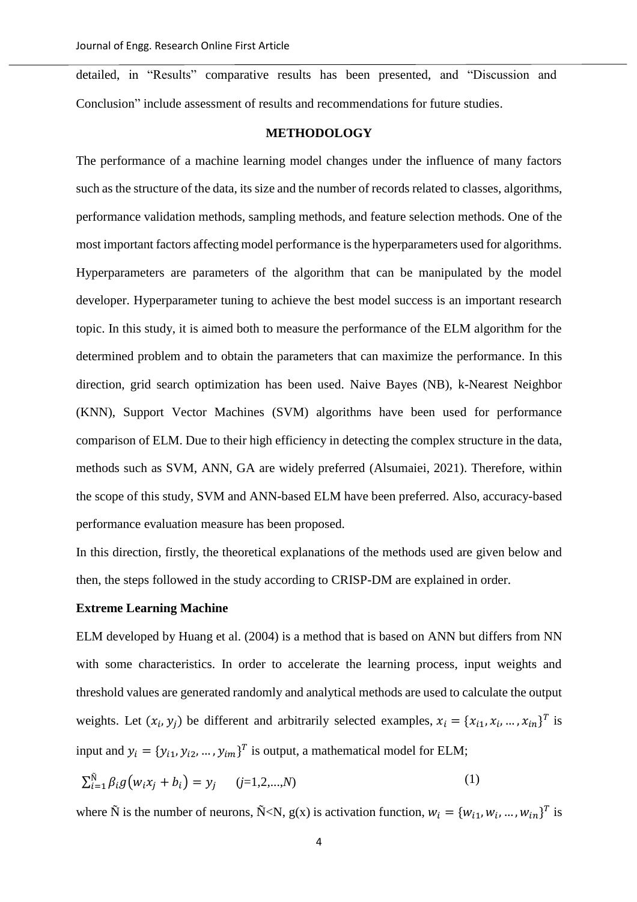detailed, in “Results” comparative results has been presented, and “Discussion and Conclusion” include assessment of results and recommendations for future studies.

## METHODOLOGY

The performance of a machine learning model changes under the influence of many factors such as the structure of the data, its size and the number of records related to classes, algorithms, performance validation methods, sampling methods, and feature selection methods. One of the most important factors affecting model performance is the hyperparameters used for algorithms. Hyperparameters are parameters of the algorithm that can be manipulated by the model developer. Hyperparameter tuning to achieve the best model success is an important research topic. In this study, it is aimed both to measure the performance of the ELM algorithm for the determined problem and to obtain the parameters that can maximize the performance. In this direction, grid search optimization has been used. Naive Bayes (NB), k-Nearest Neighbor (KNN), Support Vector Machines (SVM) algorithms have been used for performance comparison of ELM. Due to their high efficiency in detecting the complex structure in the data, methods such as SVM, ANN, GA are widely preferred (Alsumaiei, 2021). Therefore, within the scope of this study, SVM and ANN-based ELM have been preferred. Also, accuracy-based performance evaluation measure has been proposed.

In this direction, firstly, the theoretical explanations of the methods used are given below and then, the steps followed in the study according to CRISP-DM are explained in order.

### Extreme Learning Machine

ELM developed by Huang et al. (2004) is a method that is based on ANN but differs from NN with some characteristics. In order to accelerate the learning process, input weights and threshold values are generated randomly and analytical methods are used to calculate the output weights. Let $(x_i, y_j)$ be different and arbitrarily selected examples, $x_i = \{x_{i1}, x_i, \dots, x_{in}\}^T$ is input and $y_i = \{y_{i1}, y_{i2}, \dots, y_{im}\}^T$ is output, a mathematical model for ELM;

$$\sum_{i=1}^{\tilde{N}} \beta_i g\left(w_i x_j + b_i\right) = y_j \qquad (j=1,2,\dots,N) \tag{1}$$

where Ñ is the number of neurons, Ñ<N, g(x) is activation function, $w_i = \{w_{i1}, w_i, \dots, w_{in}\}^T$ is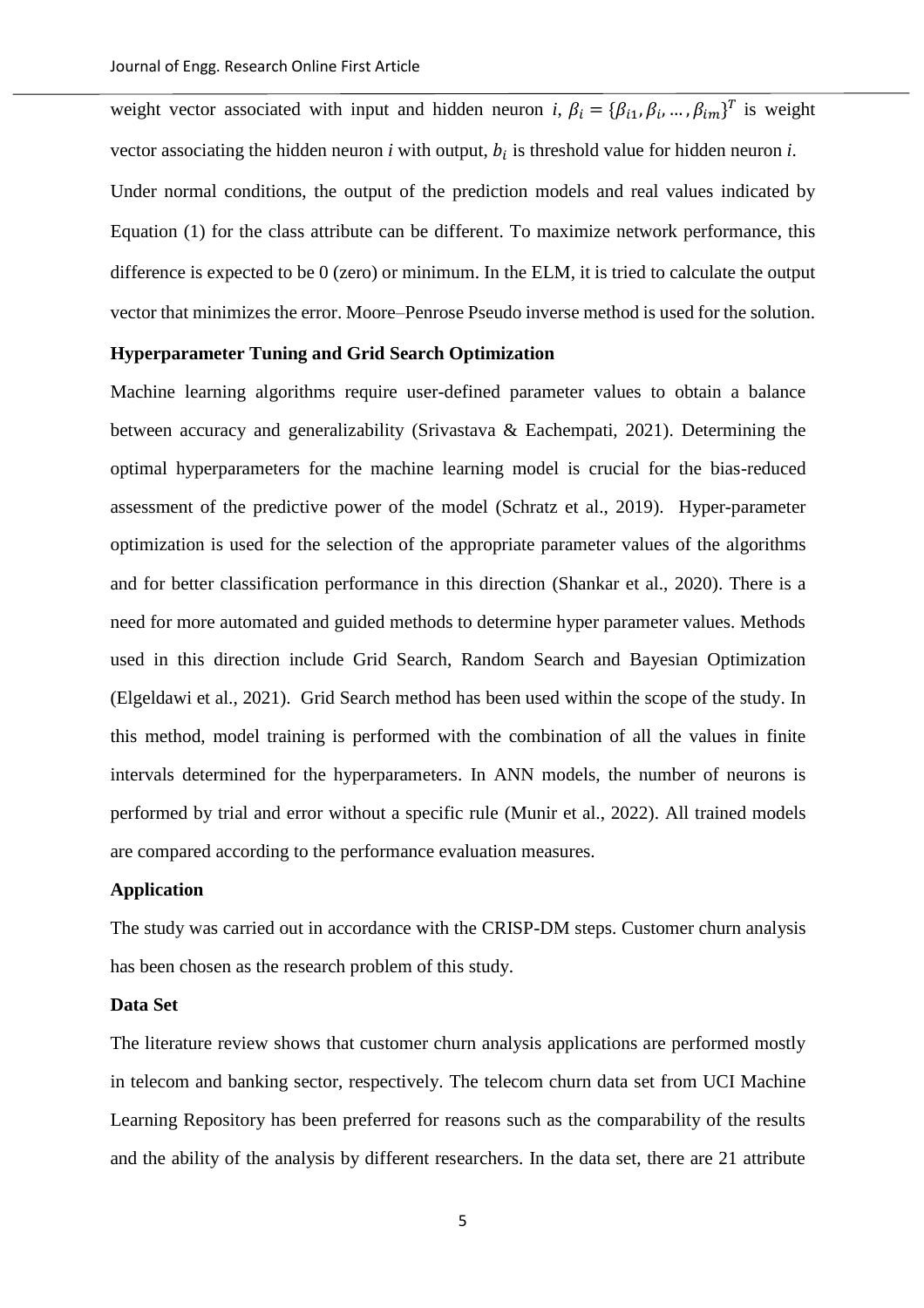weight vector associated with input and hidden neuron $i$, $\beta_i = \{\beta_{i1}, \beta_i, \ldots, \beta_{im}\}^T$ is weight vector associating the hidden neuron $i$ with output, $b_i$ is threshold value for hidden neuron $i$. Under normal conditions, the output of the prediction models and real values indicated by Equation (1) for the class attribute can be different. To maximize network performance, this difference is expected to be 0 (zero) or minimum. In the ELM, it is tried to calculate the output vector that minimizes the error. Moore–Penrose Pseudo inverse method is used for the solution.

### Hyperparameter Tuning and Grid Search Optimization

Machine learning algorithms require user-defined parameter values to obtain a balance between accuracy and generalizability (Srivastava & Eachempati, 2021). Determining the optimal hyperparameters for the machine learning model is crucial for the bias-reduced assessment of the predictive power of the model (Schratz et al., 2019). Hyper-parameter optimization is used for the selection of the appropriate parameter values of the algorithms and for better classification performance in this direction (Shankar et al., 2020). There is a need for more automated and guided methods to determine hyper parameter values. Methods used in this direction include Grid Search, Random Search and Bayesian Optimization (Elgeldawi et al., 2021). Grid Search method has been used within the scope of the study. In this method, model training is performed with the combination of all the values in finite intervals determined for the hyperparameters. In ANN models, the number of neurons is performed by trial and error without a specific rule (Munir et al., 2022). All trained models are compared according to the performance evaluation measures.

### Application

The study was carried out in accordance with the CRISP-DM steps. Customer churn analysis has been chosen as the research problem of this study.

### Data Set

The literature review shows that customer churn analysis applications are performed mostly in telecom and banking sector, respectively. The telecom churn data set from UCI Machine Learning Repository has been preferred for reasons such as the comparability of the results and the ability of the analysis by different researchers. In the data set, there are 21 attribute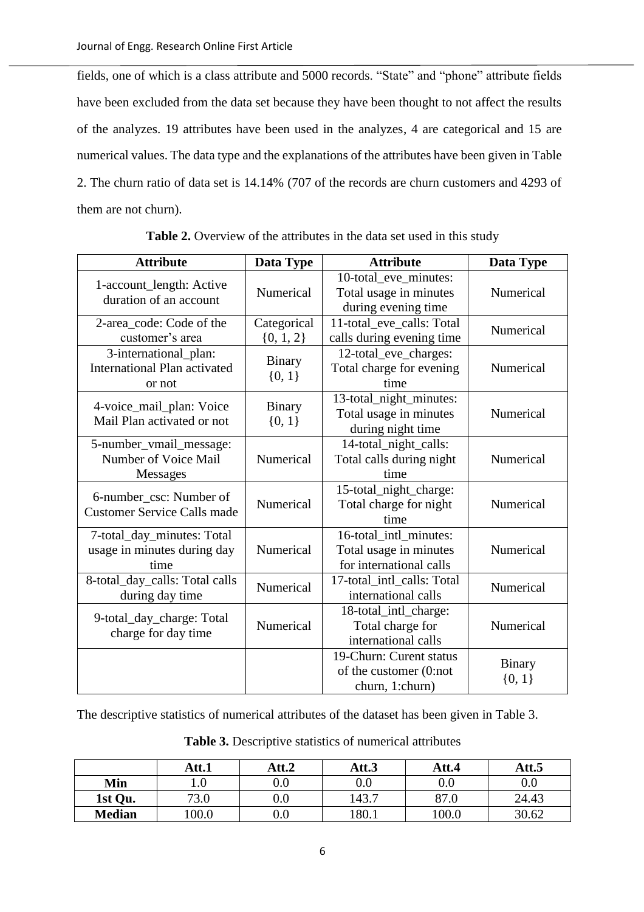fields, one of which is a class attribute and 5000 records. “State” and “phone” attribute fields have been excluded from the data set because they have been thought to not affect the results of the analyzes. 19 attributes have been used in the analyzes, 4 are categorical and 15 are numerical values. The data type and the explanations of the attributes have been given in Table 2. The churn ratio of data set is 14.14% (707 of the records are churn customers and 4293 of them are not churn).

**Table 2.** Overview of the attributes in the data set used in this study

| Attribute | Data Type | Attribute | Data Type |
|---|---|---|---|
| 1-account_length: Active duration of an account | Numerical | 10-total_eve_minutes: Total usage in minutes during evening time | Numerical |
| 2-area_code: Code of the customer's area | Categorical {0, 1, 2} | 11-total_eve_calls: Total calls during evening time | Numerical |
| 3-international_plan: International Plan activated or not | Binary {0, 1} | 12-total_eve_charges: Total charge for evening time | Numerical |
| 4-voice_mail_plan: Voice Mail Plan activated or not | Binary {0, 1} | 13-total_night_minutes: Total usage in minutes during night time | Numerical |
| 5-number_vmail_message: Number of Voice Mail Messages | Numerical | 14-total_night_calls: Total calls during night time | Numerical |
| 6-number_csc: Number of Customer Service Calls made | Numerical | 15-total_night_charge: Total charge for night time | Numerical |
| 7-total_day_minutes: Total usage in minutes during day time | Numerical | 16-total_intl_minutes: Total usage in minutes for international calls | Numerical |
| 8-total_day_calls: Total calls during day time | Numerical | 17-total_intl_calls: Total international calls | Numerical |
| 9-total_day_charge: Total charge for day time | Numerical | 18-total_intl_charge: Total charge for international calls | Numerical |
| | | 19-Churn: Curent status of the customer (0:not churn, 1:churn) | Binary {0, 1} |

The descriptive statistics of numerical attributes of the dataset has been given in Table 3.

**Table 3.** Descriptive statistics of numerical attributes

| | Att.1 | Att.2 | Att.3 | Att.4 | Att.5 |
|---|---|---|---|---|---|
| **Min** | 1.0 | 0.0 | 0.0 | 0.0 | 0.0 |
| **1st Qu.** | 73.0 | 0.0 | 143.7 | 87.0 | 24.43 |
| **Median** | 100.0 | 0.0 | 180.1 | 100.0 | 30.62 |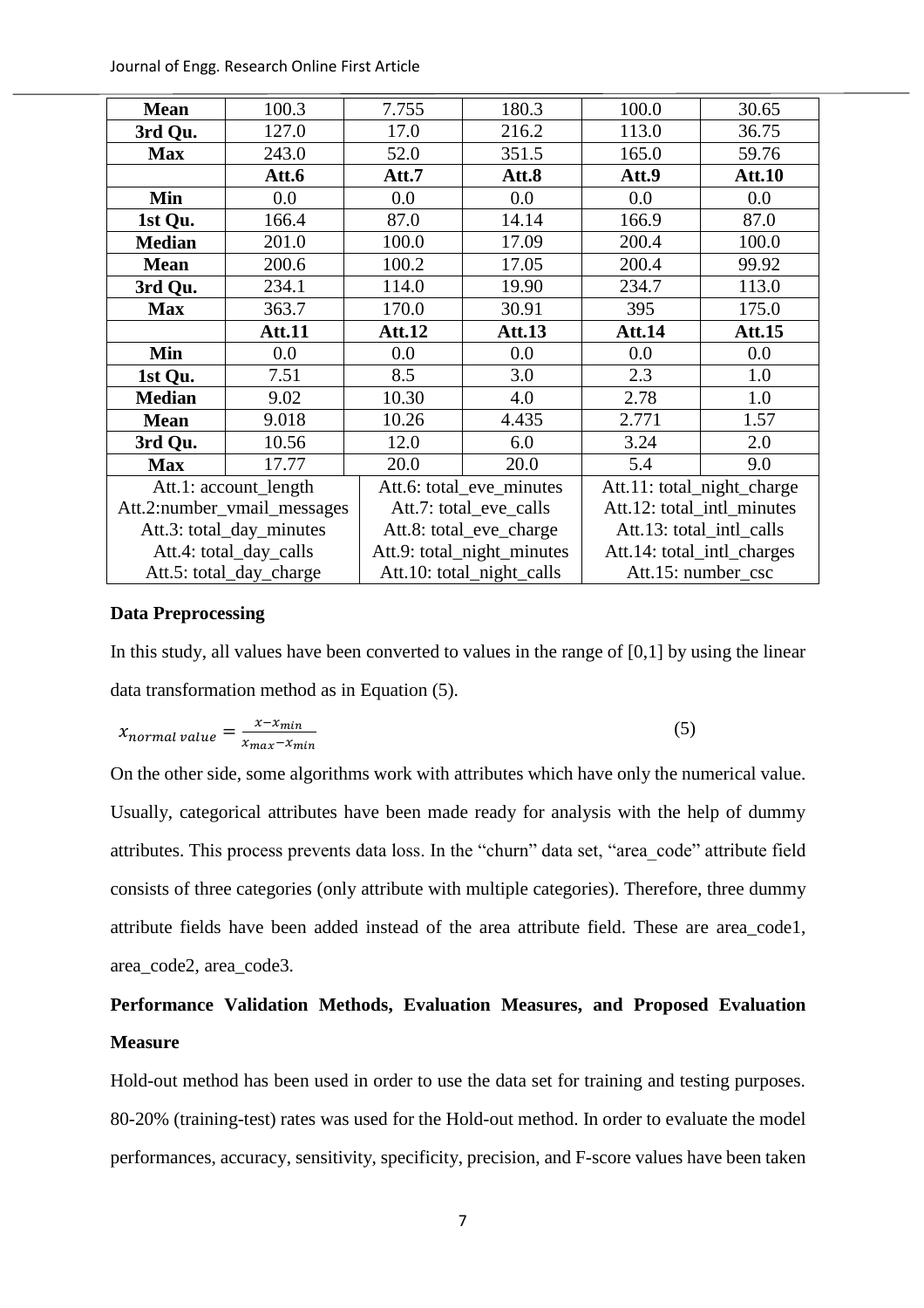| | | | | | |
|---|---|---|---|---|---|
| **Mean** | 100.3 | 7.755 | 180.3 | 100.0 | 30.65 |
| **3rd Qu.** | 127.0 | 17.0 | 216.2 | 113.0 | 36.75 |
| **Max** | 243.0 | 52.0 | 351.5 | 165.0 | 59.76 |
| | **Att.6** | **Att.7** | **Att.8** | **Att.9** | **Att.10** |
| **Min** | 0.0 | 0.0 | 0.0 | 0.0 | 0.0 |
| **1st Qu.** | 166.4 | 87.0 | 14.14 | 166.9 | 87.0 |
| **Median** | 201.0 | 100.0 | 17.09 | 200.4 | 100.0 |
| **Mean** | 200.6 | 100.2 | 17.05 | 200.4 | 99.92 |
| **3rd Qu.** | 234.1 | 114.0 | 19.90 | 234.7 | 113.0 |
| **Max** | 363.7 | 170.0 | 30.91 | 395 | 175.0 |
| | **Att.11** | **Att.12** | **Att.13** | **Att.14** | **Att.15** |
| **Min** | 0.0 | 0.0 | 0.0 | 0.0 | 0.0 |
| **1st Qu.** | 7.51 | 8.5 | 3.0 | 2.3 | 1.0 |
| **Median** | 9.02 | 10.30 | 4.0 | 2.78 | 1.0 |
| **Mean** | 9.018 | 10.26 | 4.435 | 2.771 | 1.57 |
| **3rd Qu.** | 10.56 | 12.0 | 6.0 | 3.24 | 2.0 |
| **Max** | 17.77 | 20.0 | 20.0 | 5.4 | 9.0 |

| | | |
|---|---|---|
| Att.1: account_length | Att.6: total_eve_minutes | Att.11: total_night_charge |
| Att.2:number_vmail_messages | Att.7: total_eve_calls | Att.12: total_intl_minutes |
| Att.3: total_day_minutes | Att.8: total_eve_charge | Att.13: total_intl_calls |
| Att.4: total_day_calls | Att.9: total_night_minutes | Att.14: total_intl_charges |
| Att.5: total_day_charge | Att.10: total_night_calls | Att.15: number_csc |

**Data Preprocessing**

In this study, all values have been converted to values in the range of [0,1] by using the linear data transformation method as in Equation (5).

$$x_{normal\ value} = \frac{x - x_{min}}{x_{max} - x_{min}} \quad (5)$$

On the other side, some algorithms work with attributes which have only the numerical value. Usually, categorical attributes have been made ready for analysis with the help of dummy attributes. This process prevents data loss. In the "churn" data set, "area_code" attribute field consists of three categories (only attribute with multiple categories). Therefore, three dummy attribute fields have been added instead of the area attribute field. These are area_code1, area_code2, area_code3.

**Performance Validation Methods, Evaluation Measures, and Proposed Evaluation Measure**

Hold-out method has been used in order to use the data set for training and testing purposes. 80-20% (training-test) rates was used for the Hold-out method. In order to evaluate the model performances, accuracy, sensitivity, specificity, precision, and F-score values have been taken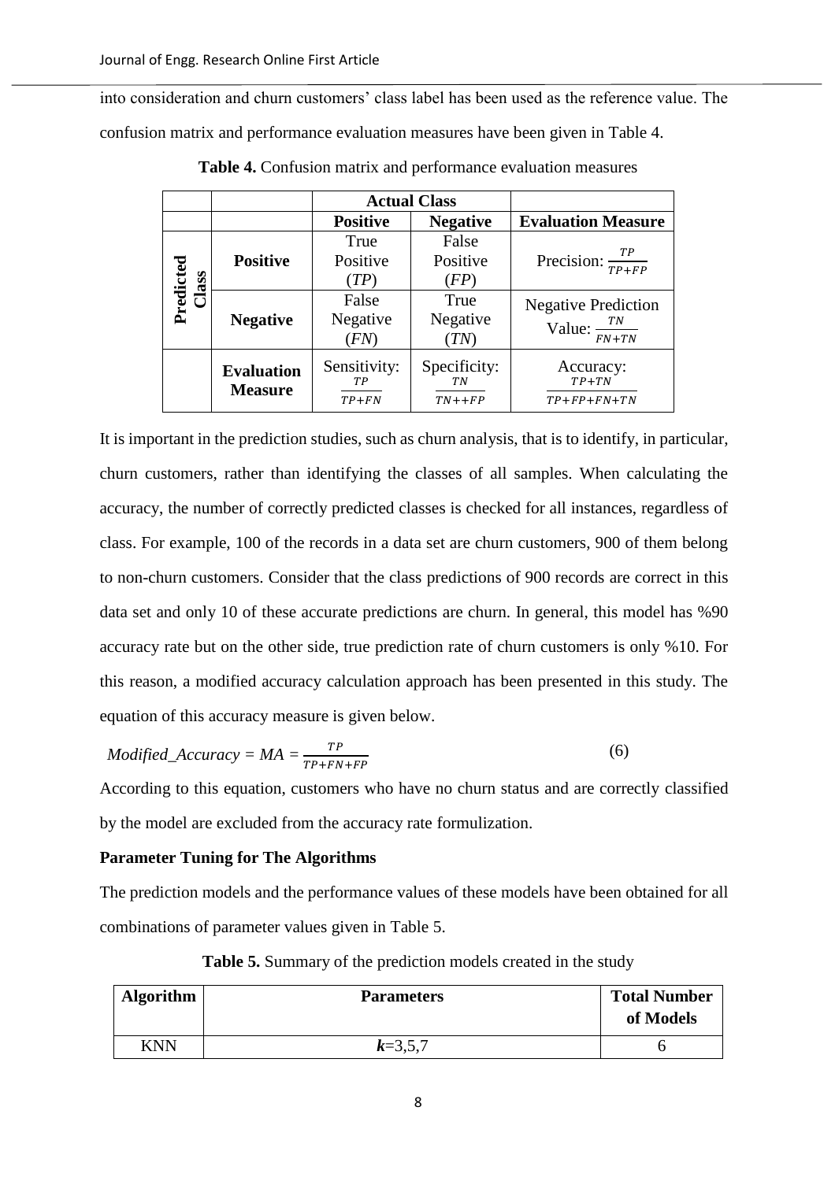into consideration and churn customers' class label has been used as the reference value. The confusion matrix and performance evaluation measures have been given in Table 4.

**Table 4.** Confusion matrix and performance evaluation measures

| | | **Actual Class** | | |
|---|---|---|---|---|
| | | **Positive** | **Negative** | **Evaluation Measure** |
| **Predicted Class** | **Positive** | True Positive ($TP$) | False Positive ($FP$) | Precision: $\frac{TP}{TP+FP}$ |
| | **Negative** | False Negative ($FN$) | True Negative ($TN$) | Negative Prediction Value: $\frac{TN}{FN+TN}$ |
| | **Evaluation Measure** | Sensitivity: $\frac{TP}{TP+FN}$ | Specificity: $\frac{TN}{TN++FP}$ | Accuracy: $\frac{TP+TN}{TP+FP+FN+TN}$ |

It is important in the prediction studies, such as churn analysis, that is to identify, in particular, churn customers, rather than identifying the classes of all samples. When calculating the accuracy, the number of correctly predicted classes is checked for all instances, regardless of class. For example, 100 of the records in a data set are churn customers, 900 of them belong to non-churn customers. Consider that the class predictions of 900 records are correct in this data set and only 10 of these accurate predictions are churn. In general, this model has %90 accuracy rate but on the other side, true prediction rate of churn customers is only %10. For this reason, a modified accuracy calculation approach has been presented in this study. The equation of this accuracy measure is given below.

$$Modified\_Accuracy = MA = \frac{TP}{TP+FN+FP} \tag{6}$$

According to this equation, customers who have no churn status and are correctly classified by the model are excluded from the accuracy rate formulization.

**Parameter Tuning for The Algorithms**

The prediction models and the performance values of these models have been obtained for all combinations of parameter values given in Table 5.

**Table 5.** Summary of the prediction models created in the study

| **Algorithm** | **Parameters** | **Total Number of Models** |
|---|---|---|
| KNN | ***k***=3,5,7 | 6 |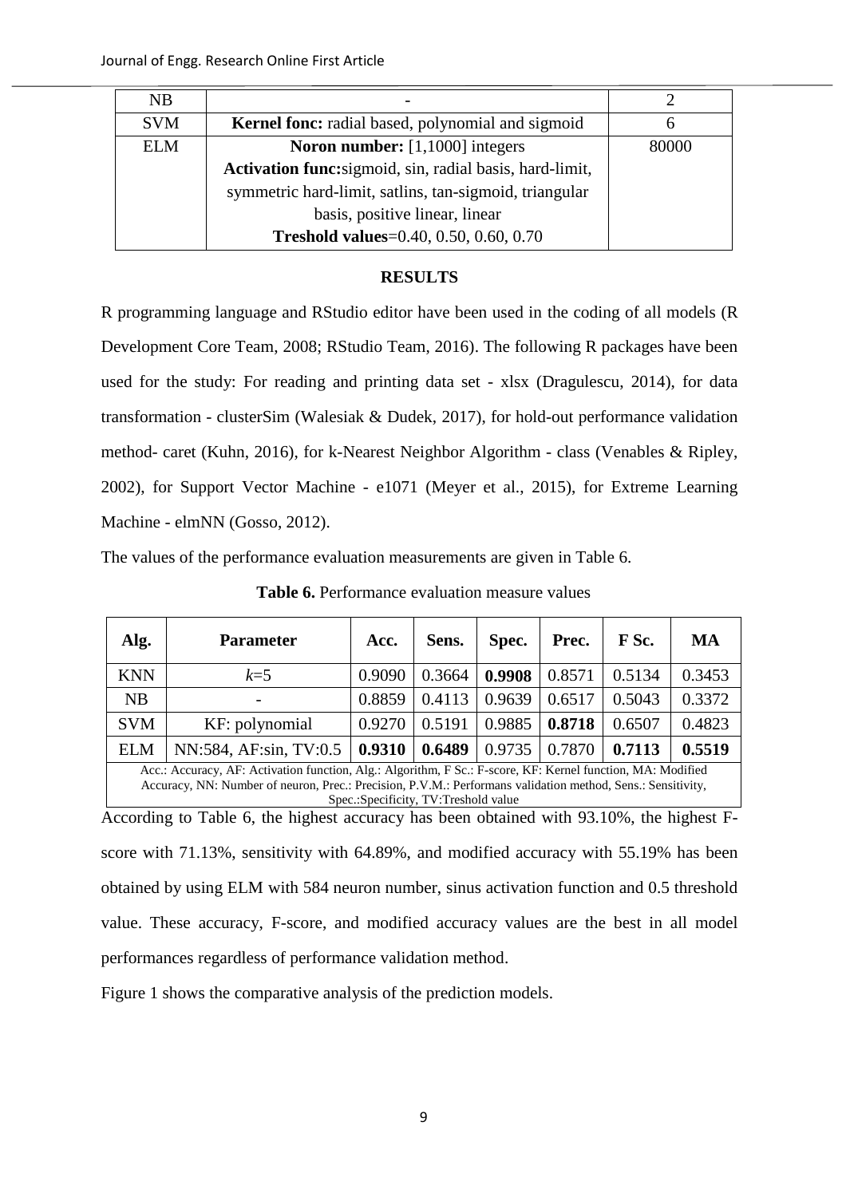| NB | - | 2 |
|---|---|---|
| SVM | **Kernel fonc:** radial based, polynomial and sigmoid | 6 |
| ELM | **Noron number:** [1,1000] integers<br>**Activation func:**sigmoid, sin, radial basis, hard-limit, symmetric hard-limit, satlins, tan-sigmoid, triangular basis, positive linear, linear<br>**Treshold values**=0.40, 0.50, 0.60, 0.70 | 80000 |

## RESULTS

R programming language and RStudio editor have been used in the coding of all models (R Development Core Team, 2008; RStudio Team, 2016). The following R packages have been used for the study: For reading and printing data set - xlsx (Dragulescu, 2014), for data transformation - clusterSim (Walesiak & Dudek, 2017), for hold-out performance validation method- caret (Kuhn, 2016), for k-Nearest Neighbor Algorithm - class (Venables & Ripley, 2002), for Support Vector Machine - e1071 (Meyer et al., 2015), for Extreme Learning Machine - elmNN (Gosso, 2012).

The values of the performance evaluation measurements are given in Table 6.

**Table 6.** Performance evaluation measure values

| Alg. | Parameter | Acc. | Sens. | Spec. | Prec. | F Sc. | MA |
|---|---|---|---|---|---|---|---|
| KNN | $k$=5 | 0.9090 | 0.3664 | **0.9908** | 0.8571 | 0.5134 | 0.3453 |
| NB | - | 0.8859 | 0.4113 | 0.9639 | 0.6517 | 0.5043 | 0.3372 |
| SVM | KF: polynomial | 0.9270 | 0.5191 | 0.9885 | **0.8718** | 0.6507 | 0.4823 |
| ELM | NN:584, AF:sin, TV:0.5 | **0.9310** | **0.6489** | 0.9735 | 0.7870 | **0.7113** | **0.5519** |

Acc.: Accuracy, AF: Activation function, Alg.: Algorithm, F Sc.: F-score, KF: Kernel function, MA: Modified Accuracy, NN: Number of neuron, Prec.: Precision, P.V.M.: Performans validation method, Sens.: Sensitivity, Spec.:Specificity, TV:Treshold value

According to Table 6, the highest accuracy has been obtained with 93.10%, the highest F-score with 71.13%, sensitivity with 64.89%, and modified accuracy with 55.19% has been obtained by using ELM with 584 neuron number, sinus activation function and 0.5 threshold value. These accuracy, F-score, and modified accuracy values are the best in all model performances regardless of performance validation method.

Figure 1 shows the comparative analysis of the prediction models.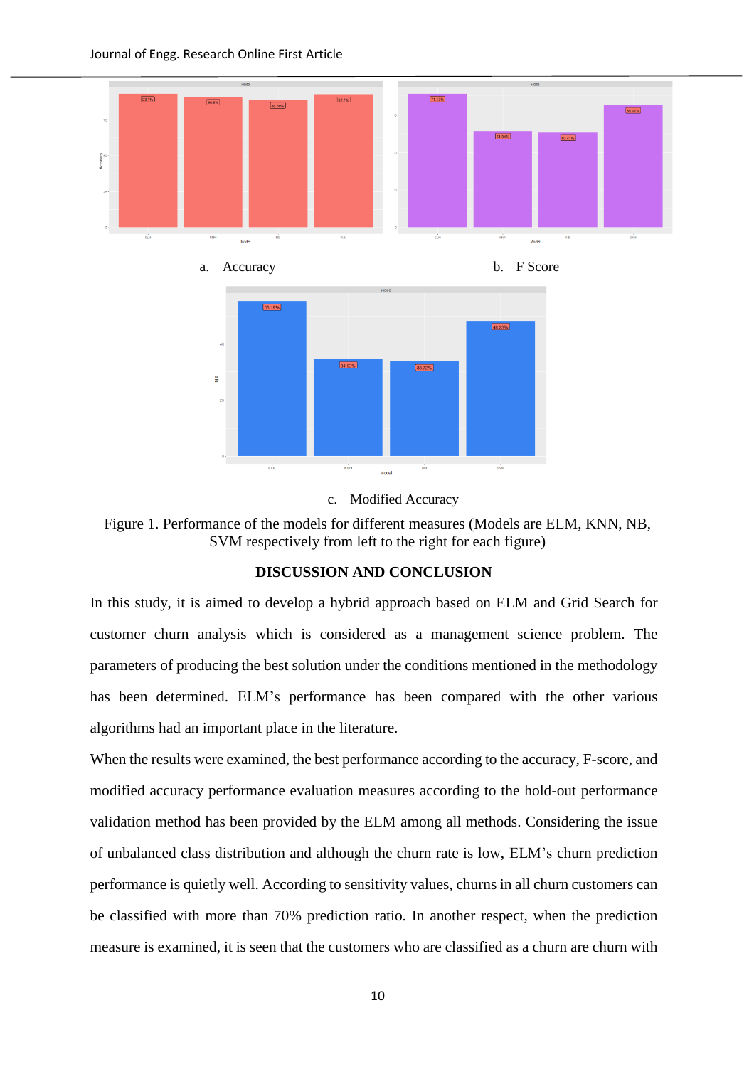a. Accuracy

b. F Score

c. Modified Accuracy

Figure 1. Performance of the models for different measures (Models are ELM, KNN, NB, SVM respectively from left to the right for each figure)

## DISCUSSION AND CONCLUSION

In this study, it is aimed to develop a hybrid approach based on ELM and Grid Search for customer churn analysis which is considered as a management science problem. The parameters of producing the best solution under the conditions mentioned in the methodology has been determined. ELM's performance has been compared with the other various algorithms had an important place in the literature.

When the results were examined, the best performance according to the accuracy, F-score, and modified accuracy performance evaluation measures according to the hold-out performance validation method has been provided by the ELM among all methods. Considering the issue of unbalanced class distribution and although the churn rate is low, ELM's churn prediction performance is quietly well. According to sensitivity values, churns in all churn customers can be classified with more than 70% prediction ratio. In another respect, when the prediction measure is examined, it is seen that the customers who are classified as a churn are churn with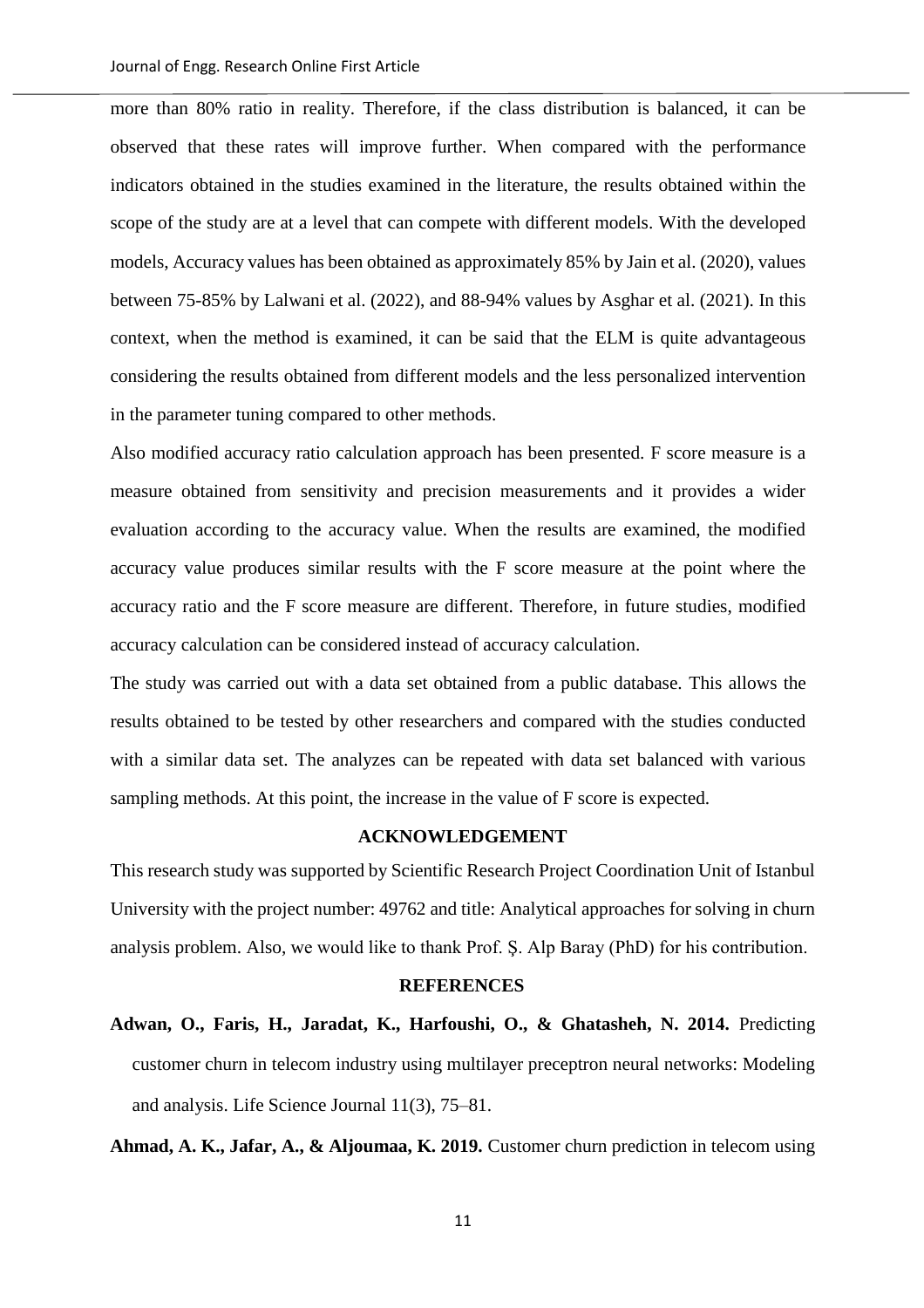more than 80% ratio in reality. Therefore, if the class distribution is balanced, it can be observed that these rates will improve further. When compared with the performance indicators obtained in the studies examined in the literature, the results obtained within the scope of the study are at a level that can compete with different models. With the developed models, Accuracy values has been obtained as approximately 85% by Jain et al. (2020), values between 75-85% by Lalwani et al. (2022), and 88-94% values by Asghar et al. (2021). In this context, when the method is examined, it can be said that the ELM is quite advantageous considering the results obtained from different models and the less personalized intervention in the parameter tuning compared to other methods.

Also modified accuracy ratio calculation approach has been presented. F score measure is a measure obtained from sensitivity and precision measurements and it provides a wider evaluation according to the accuracy value. When the results are examined, the modified accuracy value produces similar results with the F score measure at the point where the accuracy ratio and the F score measure are different. Therefore, in future studies, modified accuracy calculation can be considered instead of accuracy calculation.

The study was carried out with a data set obtained from a public database. This allows the results obtained to be tested by other researchers and compared with the studies conducted with a similar data set. The analyzes can be repeated with data set balanced with various sampling methods. At this point, the increase in the value of F score is expected.

## ACKNOWLEDGEMENT

This research study was supported by Scientific Research Project Coordination Unit of Istanbul University with the project number: 49762 and title: Analytical approaches for solving in churn analysis problem. Also, we would like to thank Prof. Ş. Alp Baray (PhD) for his contribution.

## REFERENCES

**Adwan, O., Faris, H., Jaradat, K., Harfoushi, O., & Ghatasheh, N. 2014.** Predicting customer churn in telecom industry using multilayer preceptron neural networks: Modeling and analysis. Life Science Journal 11(3), 75–81.

**Ahmad, A. K., Jafar, A., & Aljoumaa, K. 2019.** Customer churn prediction in telecom using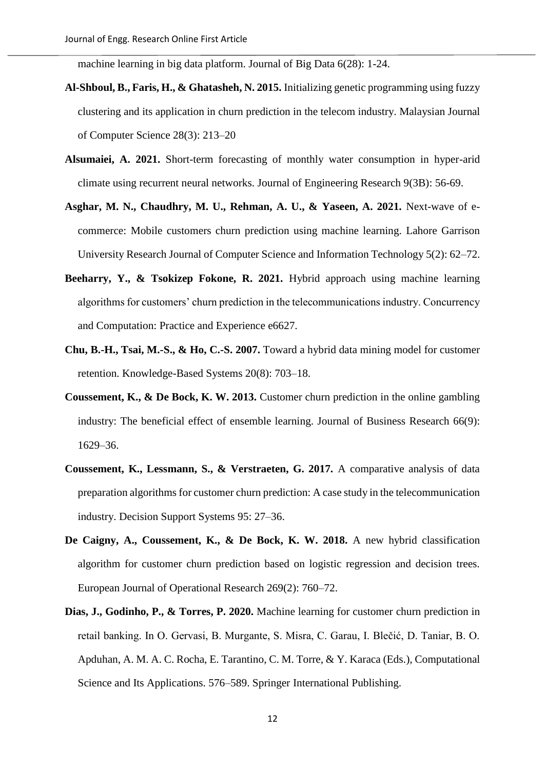machine learning in big data platform. Journal of Big Data 6(28): 1-24.

**Al-Shboul, B., Faris, H., & Ghatasheh, N. 2015.** Initializing genetic programming using fuzzy clustering and its application in churn prediction in the telecom industry. Malaysian Journal of Computer Science 28(3): 213–20

**Alsumaiei, A. 2021.** Short-term forecasting of monthly water consumption in hyper-arid climate using recurrent neural networks. Journal of Engineering Research 9(3B): 56-69.

**Asghar, M. N., Chaudhry, M. U., Rehman, A. U., & Yaseen, A. 2021.** Next-wave of e-commerce: Mobile customers churn prediction using machine learning. Lahore Garrison University Research Journal of Computer Science and Information Technology 5(2): 62–72.

**Beeharry, Y., & Tsokizep Fokone, R. 2021.** Hybrid approach using machine learning algorithms for customers' churn prediction in the telecommunications industry. Concurrency and Computation: Practice and Experience e6627.

**Chu, B.-H., Tsai, M.-S., & Ho, C.-S. 2007.** Toward a hybrid data mining model for customer retention. Knowledge-Based Systems 20(8): 703–18.

**Coussement, K., & De Bock, K. W. 2013.** Customer churn prediction in the online gambling industry: The beneficial effect of ensemble learning. Journal of Business Research 66(9): 1629–36.

**Coussement, K., Lessmann, S., & Verstraeten, G. 2017.** A comparative analysis of data preparation algorithms for customer churn prediction: A case study in the telecommunication industry. Decision Support Systems 95: 27–36.

**De Caigny, A., Coussement, K., & De Bock, K. W. 2018.** A new hybrid classification algorithm for customer churn prediction based on logistic regression and decision trees. European Journal of Operational Research 269(2): 760–72.

**Dias, J., Godinho, P., & Torres, P. 2020.** Machine learning for customer churn prediction in retail banking. In O. Gervasi, B. Murgante, S. Misra, C. Garau, I. Blečić, D. Taniar, B. O. Apduhan, A. M. A. C. Rocha, E. Tarantino, C. M. Torre, & Y. Karaca (Eds.), Computational Science and Its Applications. 576–589. Springer International Publishing.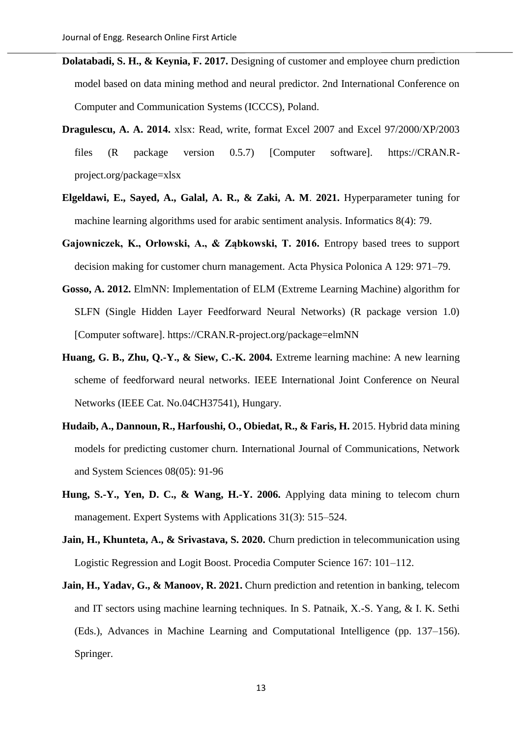**Dolatabadi, S. H., & Keynia, F. 2017.** Designing of customer and employee churn prediction model based on data mining method and neural predictor. 2nd International Conference on Computer and Communication Systems (ICCCS), Poland.

**Dragulescu, A. A. 2014.** xlsx: Read, write, format Excel 2007 and Excel 97/2000/XP/2003 files (R package version 0.5.7) [Computer software]. https://CRAN.R-project.org/package=xlsx

**Elgeldawi, E., Sayed, A., Galal, A. R., & Zaki, A. M. 2021.** Hyperparameter tuning for machine learning algorithms used for arabic sentiment analysis. Informatics 8(4): 79.

**Gajowniczek, K., Orłowski, A., & Ząbkowski, T. 2016.** Entropy based trees to support decision making for customer churn management. Acta Physica Polonica A 129: 971–79.

**Gosso, A. 2012.** ElmNN: Implementation of ELM (Extreme Learning Machine) algorithm for SLFN (Single Hidden Layer Feedforward Neural Networks) (R package version 1.0) [Computer software]. https://CRAN.R-project.org/package=elmNN

**Huang, G. B., Zhu, Q.-Y., & Siew, C.-K. 2004.** Extreme learning machine: A new learning scheme of feedforward neural networks. IEEE International Joint Conference on Neural Networks (IEEE Cat. No.04CH37541), Hungary.

**Hudaib, A., Dannoun, R., Harfoushi, O., Obiedat, R., & Faris, H.** 2015. Hybrid data mining models for predicting customer churn. International Journal of Communications, Network and System Sciences 08(05): 91-96

**Hung, S.-Y., Yen, D. C., & Wang, H.-Y. 2006.** Applying data mining to telecom churn management. Expert Systems with Applications 31(3): 515–524.

**Jain, H., Khunteta, A., & Srivastava, S. 2020.** Churn prediction in telecommunication using Logistic Regression and Logit Boost. Procedia Computer Science 167: 101–112.

**Jain, H., Yadav, G., & Manoov, R. 2021.** Churn prediction and retention in banking, telecom and IT sectors using machine learning techniques. In S. Patnaik, X.-S. Yang, & I. K. Sethi (Eds.), Advances in Machine Learning and Computational Intelligence (pp. 137–156). Springer.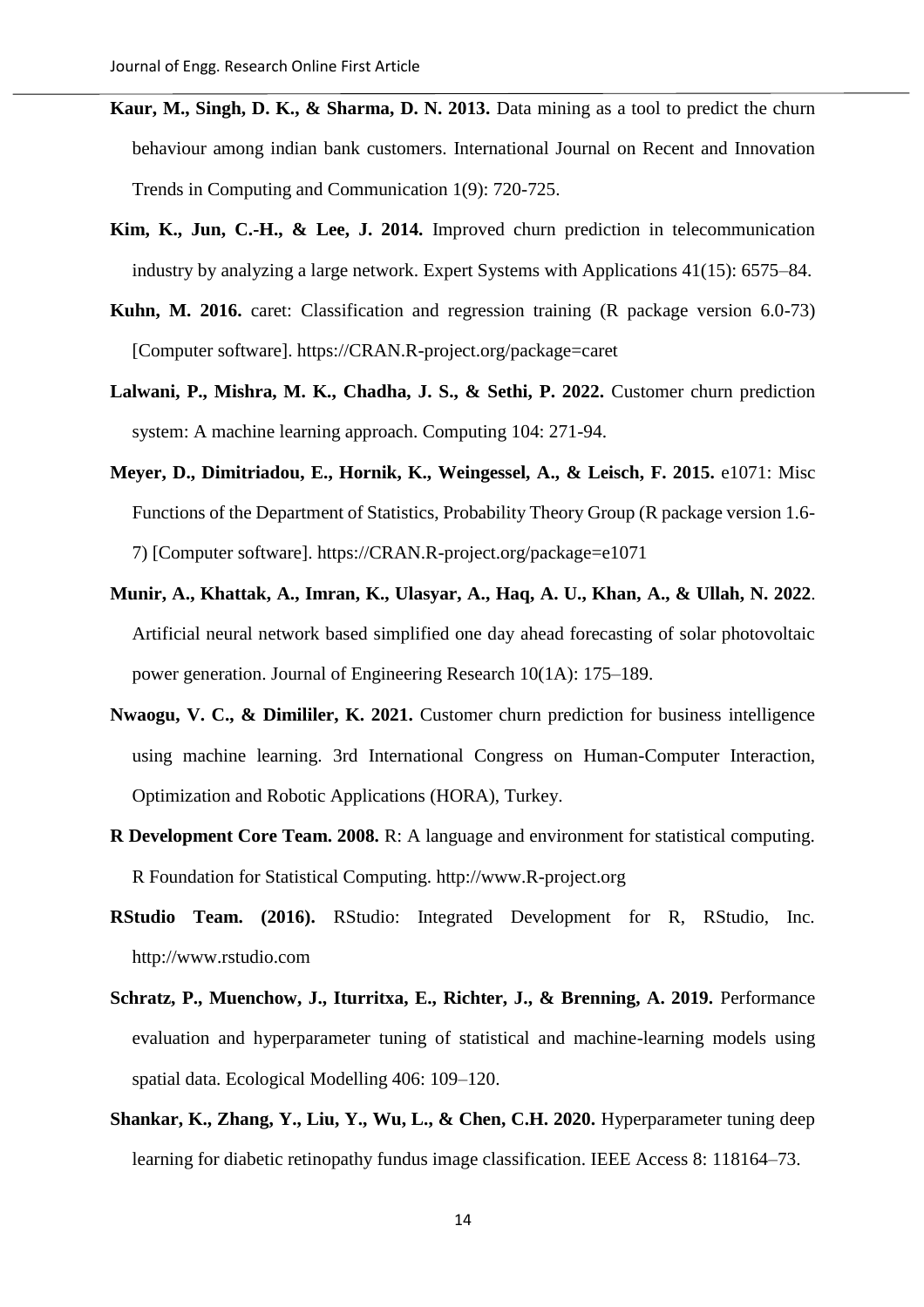**Kaur, M., Singh, D. K., & Sharma, D. N. 2013.** Data mining as a tool to predict the churn behaviour among indian bank customers. International Journal on Recent and Innovation Trends in Computing and Communication 1(9): 720-725.

**Kim, K., Jun, C.-H., & Lee, J. 2014.** Improved churn prediction in telecommunication industry by analyzing a large network. Expert Systems with Applications 41(15): 6575–84.

**Kuhn, M. 2016.** caret: Classification and regression training (R package version 6.0-73) [Computer software]. https://CRAN.R-project.org/package=caret

**Lalwani, P., Mishra, M. K., Chadha, J. S., & Sethi, P. 2022.** Customer churn prediction system: A machine learning approach. Computing 104: 271-94.

**Meyer, D., Dimitriadou, E., Hornik, K., Weingessel, A., & Leisch, F. 2015.** e1071: Misc Functions of the Department of Statistics, Probability Theory Group (R package version 1.6-7) [Computer software]. https://CRAN.R-project.org/package=e1071

**Munir, A., Khattak, A., Imran, K., Ulasyar, A., Haq, A. U., Khan, A., & Ullah, N. 2022**. Artificial neural network based simplified one day ahead forecasting of solar photovoltaic power generation. Journal of Engineering Research 10(1A): 175–189.

**Nwaogu, V. C., & Dimililer, K. 2021.** Customer churn prediction for business intelligence using machine learning. 3rd International Congress on Human-Computer Interaction, Optimization and Robotic Applications (HORA), Turkey.

**R Development Core Team. 2008.** R: A language and environment for statistical computing. R Foundation for Statistical Computing. http://www.R-project.org

**RStudio Team. (2016).** RStudio: Integrated Development for R, RStudio, Inc. http://www.rstudio.com

**Schratz, P., Muenchow, J., Iturritxa, E., Richter, J., & Brenning, A. 2019.** Performance evaluation and hyperparameter tuning of statistical and machine-learning models using spatial data. Ecological Modelling 406: 109–120.

**Shankar, K., Zhang, Y., Liu, Y., Wu, L., & Chen, C.H. 2020.** Hyperparameter tuning deep learning for diabetic retinopathy fundus image classification. IEEE Access 8: 118164–73.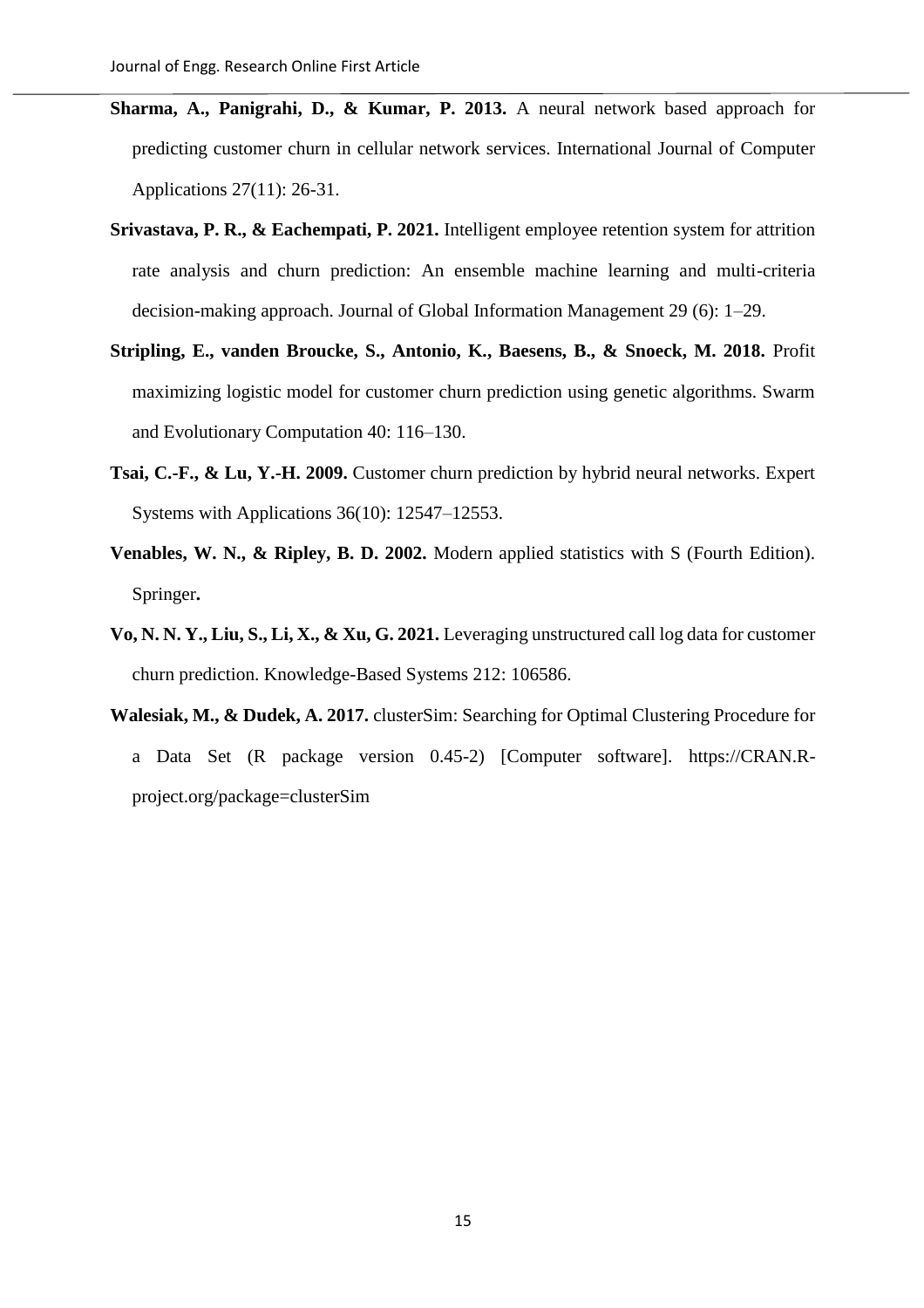**Sharma, A., Panigrahi, D., & Kumar, P. 2013.** A neural network based approach for predicting customer churn in cellular network services. International Journal of Computer Applications 27(11): 26-31.

**Srivastava, P. R., & Eachempati, P. 2021.** Intelligent employee retention system for attrition rate analysis and churn prediction: An ensemble machine learning and multi-criteria decision-making approach. Journal of Global Information Management 29 (6): 1–29.

**Stripling, E., vanden Broucke, S., Antonio, K., Baesens, B., & Snoeck, M. 2018.** Profit maximizing logistic model for customer churn prediction using genetic algorithms. Swarm and Evolutionary Computation 40: 116–130.

**Tsai, C.-F., & Lu, Y.-H. 2009.** Customer churn prediction by hybrid neural networks. Expert Systems with Applications 36(10): 12547–12553.

**Venables, W. N., & Ripley, B. D. 2002.** Modern applied statistics with S (Fourth Edition). Springer**.**

**Vo, N. N. Y., Liu, S., Li, X., & Xu, G. 2021.** Leveraging unstructured call log data for customer churn prediction. Knowledge-Based Systems 212: 106586.

**Walesiak, M., & Dudek, A. 2017.** clusterSim: Searching for Optimal Clustering Procedure for a Data Set (R package version 0.45-2) [Computer software]. https://CRAN.R-project.org/package=clusterSim